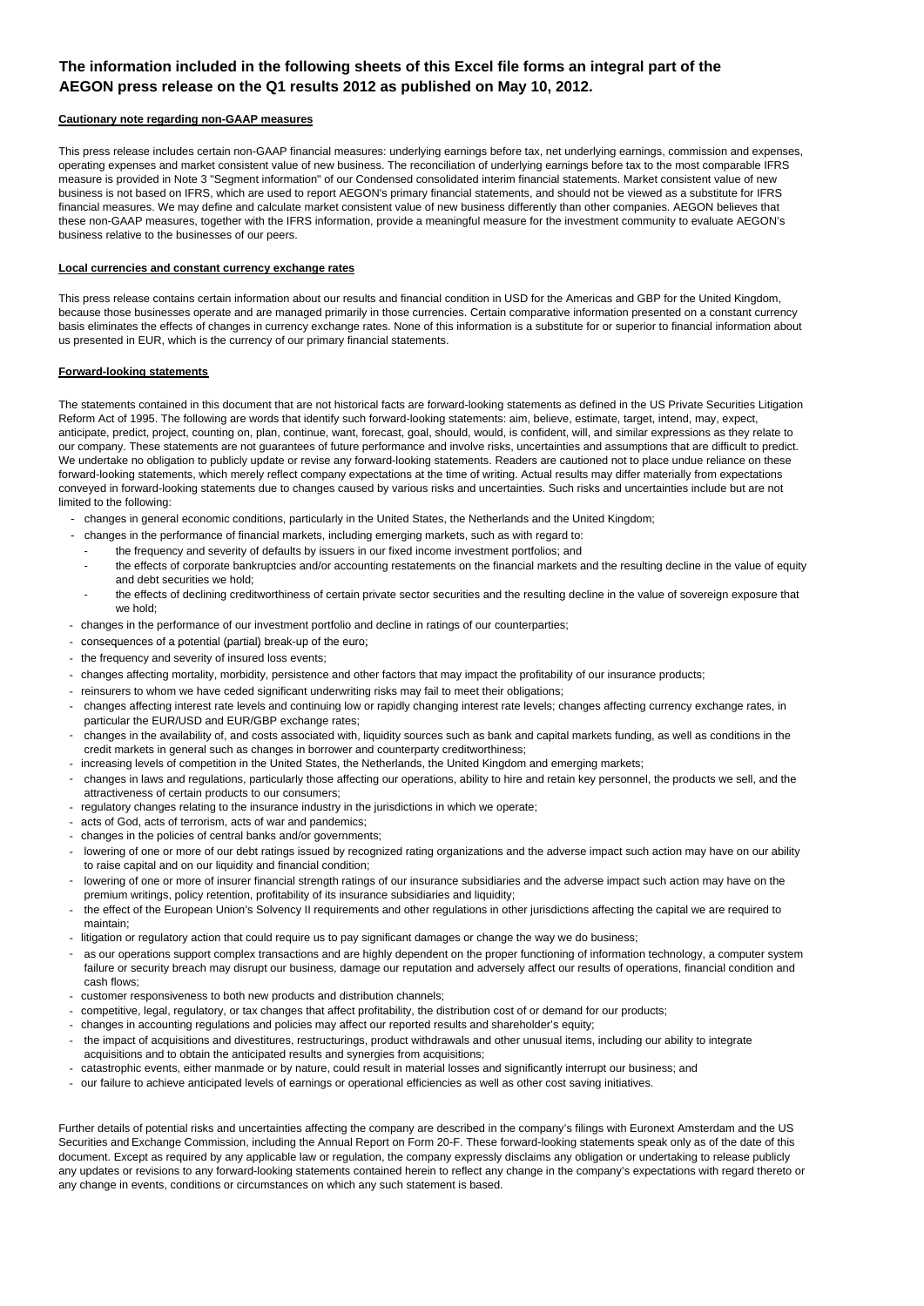**The information included in the following sheets of this Excel file forms an integral part of the AEGON press release on the Q1 results 2012 as published on May 10, 2012.**

**Cautionary note regarding non-GAAP measures**

This press release includes certain non-GAAP financial measures: underlying earnings before tax, net underlying earnings, commission and expenses, operating expenses and market consistent value of new business. The reconciliation of underlying earnings before tax to the most comparable IFRS measure is provided in Note 3 "Segment information" of our Condensed consolidated interim financial statements. Market consistent value of new business is not based on IFRS, which are used to report AEGON's primary financial statements, and should not be viewed as a substitute for IFRS financial measures. We may define and calculate market consistent value of new business differently than other companies. AEGON believes that these non-GAAP measures, together with the IFRS information, provide a meaningful measure for the investment community to evaluate AEGON's business relative to the businesses of our peers.

**Local currencies and constant currency exchange rates**

This press release contains certain information about our results and financial condition in USD for the Americas and GBP for the United Kingdom, because those businesses operate and are managed primarily in those currencies. Certain comparative information presented on a constant currency basis eliminates the effects of changes in currency exchange rates. None of this information is a substitute for or superior to financial information about us presented in EUR, which is the currency of our primary financial statements.

**Forward-looking statements**

The statements contained in this document that are not historical facts are forward-looking statements as defined in the US Private Securities Litigation Reform Act of 1995. The following are words that identify such forward-looking statements: aim, believe, estimate, target, intend, may, expect, anticipate, predict, project, counting on, plan, continue, want, forecast, goal, should, would, is confident, will, and similar expressions as they relate to our company. These statements are not guarantees of future performance and involve risks, uncertainties and assumptions that are difficult to predict. We undertake no obligation to publicly update or revise any forward-looking statements. Readers are cautioned not to place undue reliance on these forward-looking statements, which merely reflect company expectations at the time of writing. Actual results may differ materially from expectations conveyed in forward-looking statements due to changes caused by various risks and uncertainties. Such risks and uncertainties include but are not limited to the following:

- changes in general economic conditions, particularly in the United States, the Netherlands and the United Kingdom;
- changes in the performance of financial markets, including emerging markets, such as with regard to:
  - the frequency and severity of defaults by issuers in our fixed income investment portfolios; and
  - the effects of corporate bankruptcies and/or accounting restatements on the financial markets and the resulting decline in the value of equity and debt securities we hold;
  - the effects of declining creditworthiness of certain private sector securities and the resulting decline in the value of sovereign exposure that we hold;
- changes in the performance of our investment portfolio and decline in ratings of our counterparties;
- consequences of a potential (partial) break-up of the euro;
- the frequency and severity of insured loss events;
- changes affecting mortality, morbidity, persistence and other factors that may impact the profitability of our insurance products;
- reinsurers to whom we have ceded significant underwriting risks may fail to meet their obligations;
- changes affecting interest rate levels and continuing low or rapidly changing interest rate levels; changes affecting currency exchange rates, in particular the EUR/USD and EUR/GBP exchange rates;
- changes in the availability of, and costs associated with, liquidity sources such as bank and capital markets funding, as well as conditions in the credit markets in general such as changes in borrower and counterparty creditworthiness;
- increasing levels of competition in the United States, the Netherlands, the United Kingdom and emerging markets;
- changes in laws and regulations, particularly those affecting our operations, ability to hire and retain key personnel, the products we sell, and the attractiveness of certain products to our consumers;
- regulatory changes relating to the insurance industry in the jurisdictions in which we operate;
- acts of God, acts of terrorism, acts of war and pandemics;
- changes in the policies of central banks and/or governments;
- lowering of one or more of our debt ratings issued by recognized rating organizations and the adverse impact such action may have on our ability to raise capital and on our liquidity and financial condition;
- lowering of one or more of insurer financial strength ratings of our insurance subsidiaries and the adverse impact such action may have on the premium writings, policy retention, profitability of its insurance subsidiaries and liquidity;
- the effect of the European Union's Solvency II requirements and other regulations in other jurisdictions affecting the capital we are required to maintain;
- litigation or regulatory action that could require us to pay significant damages or change the way we do business;
- as our operations support complex transactions and are highly dependent on the proper functioning of information technology, a computer system failure or security breach may disrupt our business, damage our reputation and adversely affect our results of operations, financial condition and cash flows;
- customer responsiveness to both new products and distribution channels;
- competitive, legal, regulatory, or tax changes that affect profitability, the distribution cost of or demand for our products;
- changes in accounting regulations and policies may affect our reported results and shareholder's equity;
- the impact of acquisitions and divestitures, restructurings, product withdrawals and other unusual items, including our ability to integrate acquisitions and to obtain the anticipated results and synergies from acquisitions;
- catastrophic events, either manmade or by nature, could result in material losses and significantly interrupt our business; and
- our failure to achieve anticipated levels of earnings or operational efficiencies as well as other cost saving initiatives.

Further details of potential risks and uncertainties affecting the company are described in the company's filings with Euronext Amsterdam and the US Securities and Exchange Commission, including the Annual Report on Form 20-F. These forward-looking statements speak only as of the date of this document. Except as required by any applicable law or regulation, the company expressly disclaims any obligation or undertaking to release publicly any updates or revisions to any forward-looking statements contained herein to reflect any change in the company's expectations with regard thereto or any change in events, conditions or circumstances on which any such statement is based.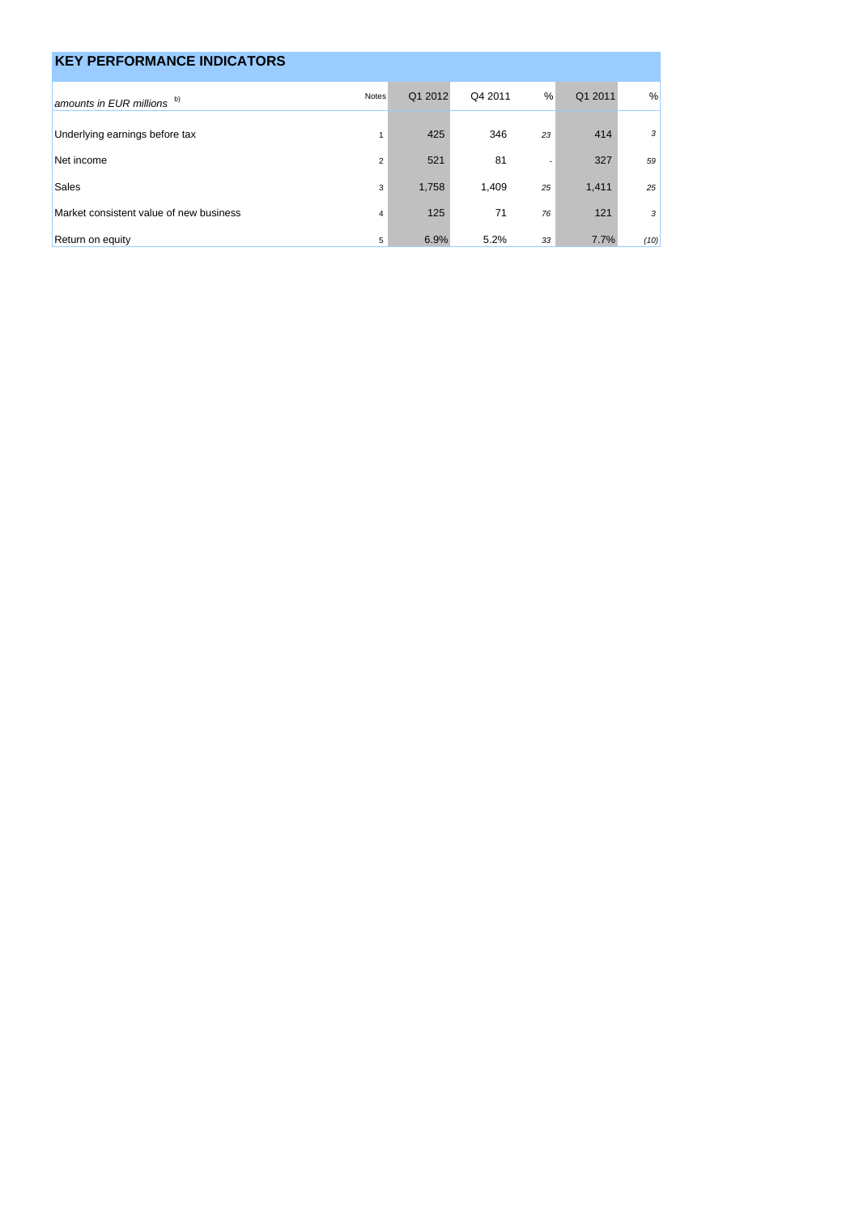## KEY PERFORMANCE INDICATORS

| *amounts in EUR millions* [b)] | Notes | Q1 2012 | Q4 2011 | % | Q1 2011 | % |
|---|---|---|---|---|---|---|
| Underlying earnings before tax | 1 | 425 | 346 | 23 | 414 | 3 |
| Net income | 2 | 521 | 81 | - | 327 | 59 |
| Sales | 3 | 1,758 | 1,409 | 25 | 1,411 | 25 |
| Market consistent value of new business | 4 | 125 | 71 | 76 | 121 | 3 |
| Return on equity | 5 | 6.9% | 5.2% | 33 | 7.7% | (10) |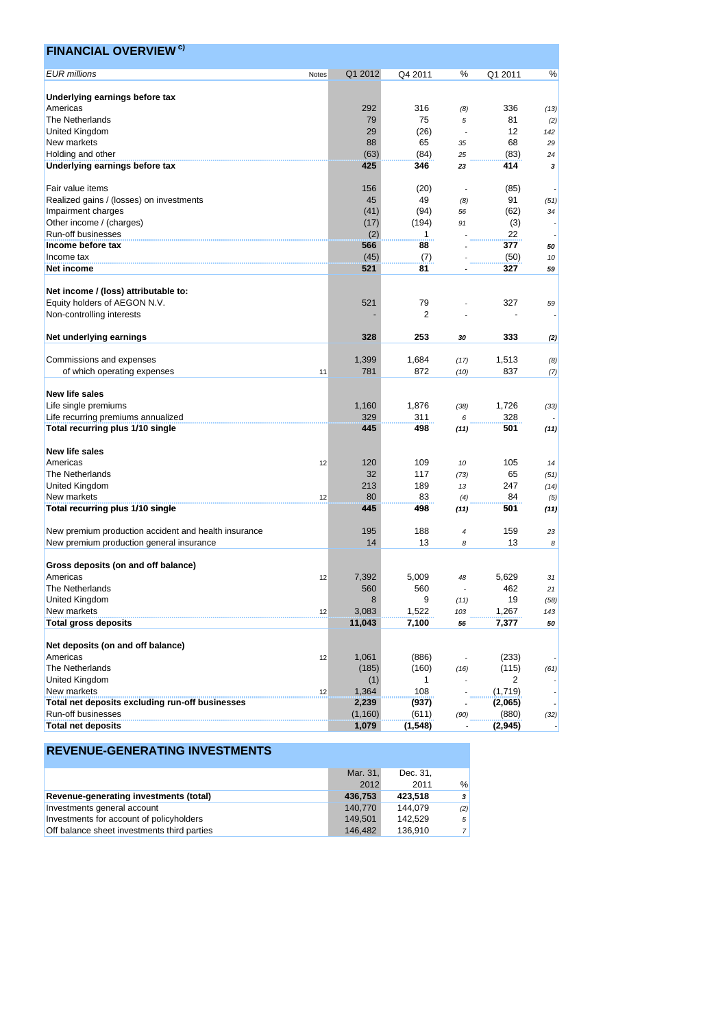## FINANCIAL OVERVIEW [c)]

| *EUR millions* | Notes | Q1 2012 | Q4 2011 | % | Q1 2011 | % |
|---|---|---|---|---|---|---|
| **Underlying earnings before tax** | | | | | | |
| Americas | | 292 | 316 | *(8)* | 336 | *(13)* |
| The Netherlands | | 79 | 75 | *5* | 81 | *(2)* |
| United Kingdom | | 29 | (26) | *-* | 12 | *142* |
| New markets | | 88 | 65 | *35* | 68 | *29* |
| Holding and other | | (63) | (84) | *25* | (83) | *24* |
| **Underlying earnings before tax** | | **425** | **346** | ***23*** | **414** | ***3*** |
| | | | | | | |
| Fair value items | | 156 | (20) | *-* | (85) | *-* |
| Realized gains / (losses) on investments | | 45 | 49 | *(8)* | 91 | *(51)* |
| Impairment charges | | (41) | (94) | *56* | (62) | *34* |
| Other income / (charges) | | (17) | (194) | *91* | (3) | *-* |
| Run-off businesses | | (2) | 1 | *-* | 22 | *-* |
| **Income before tax** | | **566** | **88** | ***-*** | **377** | ***50*** |
| Income tax | | (45) | (7) | *-* | (50) | *10* |
| **Net income** | | **521** | **81** | ***-*** | **327** | ***59*** |
| | | | | | | |
| **Net income / (loss) attributable to:** | | | | | | |
| Equity holders of AEGON N.V. | | 521 | 79 | *-* | 327 | *59* |
| Non-controlling interests | | - | 2 | *-* | - | *-* |
| | | | | | | |
| **Net underlying earnings** | | **328** | **253** | ***30*** | **333** | ***(2)*** |
| | | | | | | |
| Commissions and expenses | | 1,399 | 1,684 | *(17)* | 1,513 | *(8)* |
| of which operating expenses | 11 | 781 | 872 | *(10)* | 837 | *(7)* |
| | | | | | | |
| **New life sales** | | | | | | |
| Life single premiums | | 1,160 | 1,876 | *(38)* | 1,726 | *(33)* |
| Life recurring premiums annualized | | 329 | 311 | *6* | 328 | *-* |
| **Total recurring plus 1/10 single** | | **445** | **498** | ***(11)*** | **501** | ***(11)*** |
| | | | | | | |
| **New life sales** | | | | | | |
| Americas | 12 | 120 | 109 | *10* | 105 | *14* |
| The Netherlands | | 32 | 117 | *(73)* | 65 | *(51)* |
| United Kingdom | | 213 | 189 | *13* | 247 | *(14)* |
| New markets | 12 | 80 | 83 | *(4)* | 84 | *(5)* |
| **Total recurring plus 1/10 single** | | **445** | **498** | ***(11)*** | **501** | ***(11)*** |
| | | | | | | |
| New premium production accident and health insurance | | 195 | 188 | *4* | 159 | *23* |
| New premium production general insurance | | 14 | 13 | *8* | 13 | *8* |
| | | | | | | |
| **Gross deposits (on and off balance)** | | | | | | |
| Americas | 12 | 7,392 | 5,009 | *48* | 5,629 | *31* |
| The Netherlands | | 560 | 560 | *-* | 462 | *21* |
| United Kingdom | | 8 | 9 | *(11)* | 19 | *(58)* |
| New markets | 12 | 3,083 | 1,522 | *103* | 1,267 | *143* |
| **Total gross deposits** | | **11,043** | **7,100** | ***56*** | **7,377** | ***50*** |
| | | | | | | |
| **Net deposits (on and off balance)** | | | | | | |
| Americas | 12 | 1,061 | (886) | *-* | (233) | *-* |
| The Netherlands | | (185) | (160) | *(16)* | (115) | *(61)* |
| United Kingdom | | (1) | 1 | *-* | 2 | *-* |
| New markets | 12 | 1,364 | 108 | *-* | (1,719) | *-* |
| **Total net deposits excluding run-off businesses** | | **2,239** | **(937)** | ***-*** | **(2,065)** | ***-*** |
| Run-off businesses | | (1,160) | (611) | *(90)* | (880) | *(32)* |
| **Total net deposits** | | **1,079** | **(1,548)** | ***-*** | **(2,945)** | ***-*** |

## REVENUE-GENERATING INVESTMENTS

| | Mar. 31, 2012 | Dec. 31, 2011 | % |
|---|---|---|---|
| **Revenue-generating investments (total)** | **436,753** | **423,518** | ***3*** |
| Investments general account | 140,770 | 144,079 | *(2)* |
| Investments for account of policyholders | 149,501 | 142,529 | *5* |
| Off balance sheet investments third parties | 146,482 | 136,910 | *7* |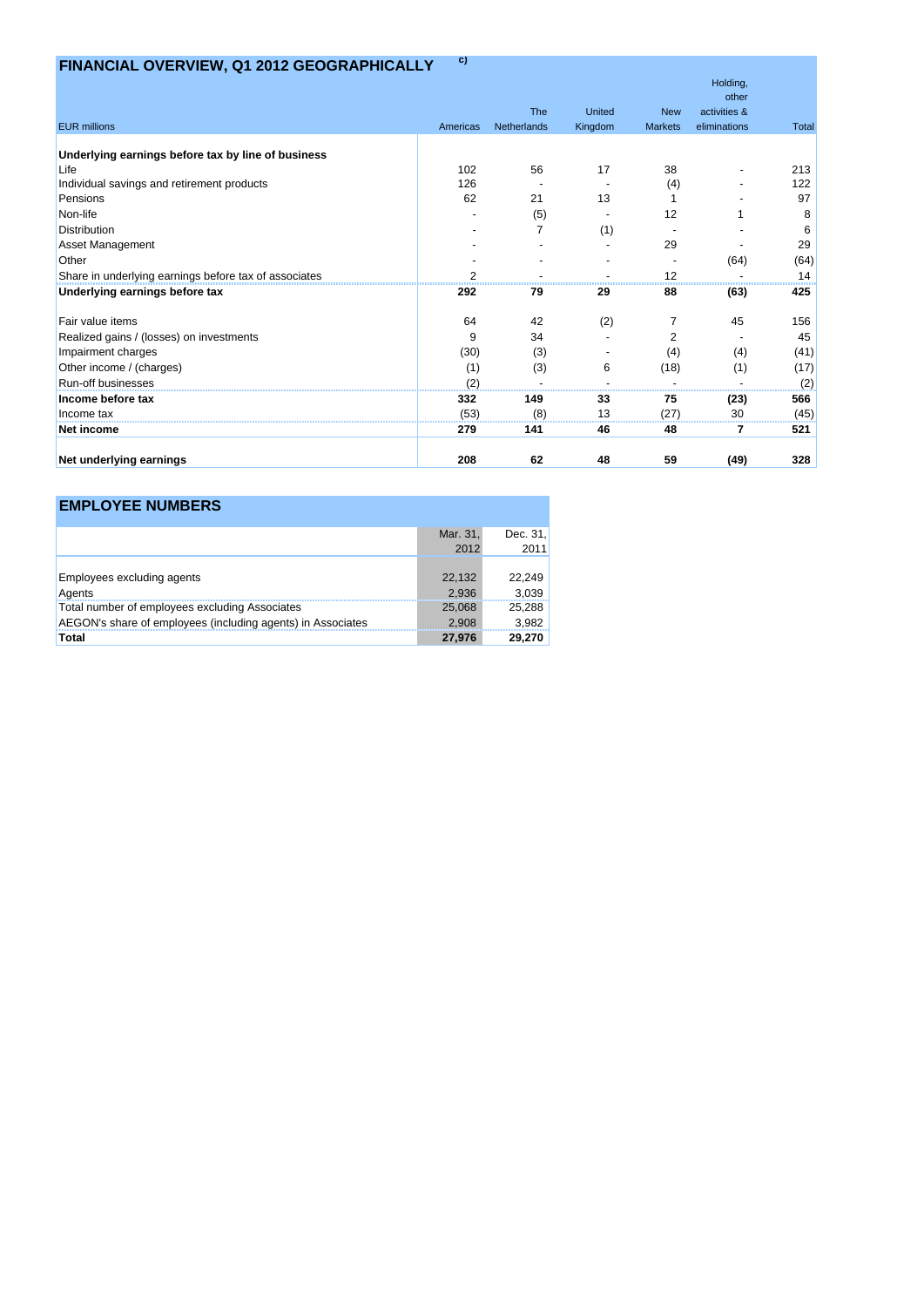## FINANCIAL OVERVIEW, Q1 2012 GEOGRAPHICALLY c)

| EUR millions | Americas | The Netherlands | United Kingdom | New Markets | Holding, other activities & eliminations | Total |
|---|---|---|---|---|---|---|
| **Underlying earnings before tax by line of business** | | | | | | |
| Life | 102 | 56 | 17 | 38 | - | 213 |
| Individual savings and retirement products | 126 | - | - | (4) | - | 122 |
| Pensions | 62 | 21 | 13 | 1 | - | 97 |
| Non-life | - | (5) | - | 12 | 1 | 8 |
| Distribution | - | 7 | (1) | - | - | 6 |
| Asset Management | - | - | - | 29 | - | 29 |
| Other | - | - | - | - | (64) | (64) |
| Share in underlying earnings before tax of associates | 2 | - | - | 12 | - | 14 |
| **Underlying earnings before tax** | **292** | **79** | **29** | **88** | **(63)** | **425** |
| Fair value items | 64 | 42 | (2) | 7 | 45 | 156 |
| Realized gains / (losses) on investments | 9 | 34 | - | 2 | - | 45 |
| Impairment charges | (30) | (3) | - | (4) | (4) | (41) |
| Other income / (charges) | (1) | (3) | 6 | (18) | (1) | (17) |
| Run-off businesses | (2) | - | - | - | - | (2) |
| **Income before tax** | **332** | **149** | **33** | **75** | **(23)** | **566** |
| Income tax | (53) | (8) | 13 | (27) | 30 | (45) |
| **Net income** | **279** | **141** | **46** | **48** | **7** | **521** |
| **Net underlying earnings** | **208** | **62** | **48** | **59** | **(49)** | **328** |

## EMPLOYEE NUMBERS

| | Mar. 31, 2012 | Dec. 31, 2011 |
|---|---|---|
| Employees excluding agents | 22,132 | 22,249 |
| Agents | 2,936 | 3,039 |
| Total number of employees excluding Associates | 25,068 | 25,288 |
| AEGON's share of employees (including agents) in Associates | 2,908 | 3,982 |
| **Total** | **27,976** | **29,270** |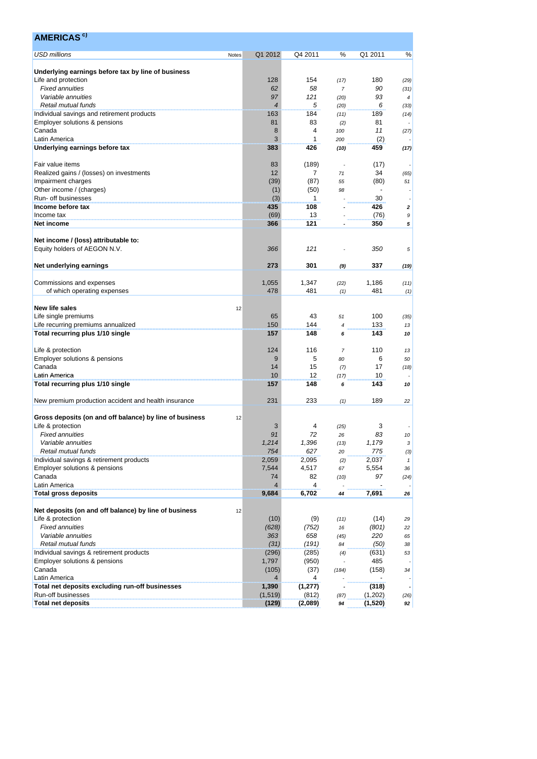## AMERICAS [c)]

| USD millions | Notes | Q1 2012 | Q4 2011 | % | Q1 2011 | % |
|---|---|---|---|---|---|---|
| **Underlying earnings before tax by line of business** | | | | | | |
| Life and protection | | 128 | 154 | *(17)* | 180 | *(29)* |
| *Fixed annuities* | | *62* | *58* | *7* | *90* | *(31)* |
| *Variable annuities* | | *97* | *121* | *(20)* | *93* | *4* |
| *Retail mutual funds* | | *4* | *5* | *(20)* | *6* | *(33)* |
| Individual savings and retirement products | | 163 | 184 | *(11)* | 189 | *(14)* |
| Employer solutions & pensions | | 81 | 83 | *(2)* | 81 | - |
| Canada | | 8 | 4 | *100* | *11* | *(27)* |
| Latin America | | 3 | 1 | *200* | (2) | - |
| **Underlying earnings before tax** | | **383** | **426** | ***(10)*** | **459** | ***(17)*** |
| | | | | | | |
| Fair value items | | 83 | (189) | - | (17) | - |
| Realized gains / (losses) on investments | | 12 | 7 | *71* | 34 | *(65)* |
| Impairment charges | | (39) | (87) | *55* | (80) | *51* |
| Other income / (charges) | | (1) | (50) | *98* | - | - |
| Run- off businesses | | (3) | 1 | - | 30 | - |
| **Income before tax** | | **435** | **108** | **-** | **426** | ***2*** |
| Income tax | | (69) | 13 | - | (76) | *9* |
| **Net income** | | **366** | **121** | **-** | **350** | ***5*** |
| | | | | | | |
| **Net income / (loss) attributable to:** | | | | | | |
| Equity holders of AEGON N.V. | | *366* | *121* | - | *350* | *5* |
| | | | | | | |
| **Net underlying earnings** | | **273** | **301** | ***(9)*** | **337** | ***(19)*** |
| | | | | | | |
| Commissions and expenses | | 1,055 | 1,347 | *(22)* | 1,186 | *(11)* |
| of which operating expenses | | 478 | 481 | *(1)* | 481 | *(1)* |
| | | | | | | |
| **New life sales** | 12 | | | | | |
| Life single premiums | | 65 | 43 | *51* | 100 | *(35)* |
| Life recurring premiums annualized | | 150 | 144 | *4* | 133 | *13* |
| **Total recurring plus 1/10 single** | | **157** | **148** | ***6*** | **143** | ***10*** |
| | | | | | | |
| Life & protection | | 124 | 116 | *7* | 110 | *13* |
| Employer solutions & pensions | | 9 | 5 | *80* | 6 | *50* |
| Canada | | 14 | 15 | *(7)* | 17 | *(18)* |
| Latin America | | 10 | 12 | *(17)* | 10 | - |
| **Total recurring plus 1/10 single** | | **157** | **148** | ***6*** | **143** | ***10*** |
| | | | | | | |
| New premium production accident and health insurance | | 231 | 233 | *(1)* | 189 | *22* |
| | | | | | | |
| **Gross deposits (on and off balance) by line of business** | 12 | | | | | |
| Life & protection | | 3 | 4 | *(25)* | 3 | - |
| *Fixed annuities* | | *91* | *72* | *26* | *83* | *10* |
| *Variable annuities* | | *1,214* | *1,396* | *(13)* | *1,179* | *3* |
| *Retail mutual funds* | | *754* | *627* | *20* | *775* | *(3)* |
| Individual savings & retirement products | | 2,059 | 2,095 | *(2)* | 2,037 | *1* |
| Employer solutions & pensions | | 7,544 | 4,517 | *67* | 5,554 | *36* |
| Canada | | 74 | 82 | *(10)* | 97 | *(24)* |
| Latin America | | 4 | 4 | - | - | - |
| **Total gross deposits** | | **9,684** | **6,702** | ***44*** | **7,691** | ***26*** |
| | | | | | | |
| **Net deposits (on and off balance) by line of business** | 12 | | | | | |
| Life & protection | | (10) | (9) | *(11)* | (14) | *29* |
| *Fixed annuities* | | *(628)* | *(752)* | *16* | *(801)* | *22* |
| *Variable annuities* | | *363* | *658* | *(45)* | *220* | *65* |
| *Retail mutual funds* | | *(31)* | *(191)* | *84* | *(50)* | *38* |
| Individual savings & retirement products | | (296) | (285) | *(4)* | (631) | *53* |
| Employer solutions & pensions | | 1,797 | (950) | - | 485 | - |
| Canada | | (105) | (37) | *(184)* | (158) | *34* |
| Latin America | | 4 | 4 | - | - | - |
| **Total net deposits excluding run-off businesses** | | **1,390** | **(1,277)** | **-** | **(318)** | **-** |
| Run-off businesses | | (1,519) | (812) | *(87)* | (1,202) | *(26)* |
| **Total net deposits** | | **(129)** | **(2,089)** | ***94*** | **(1,520)** | ***92*** |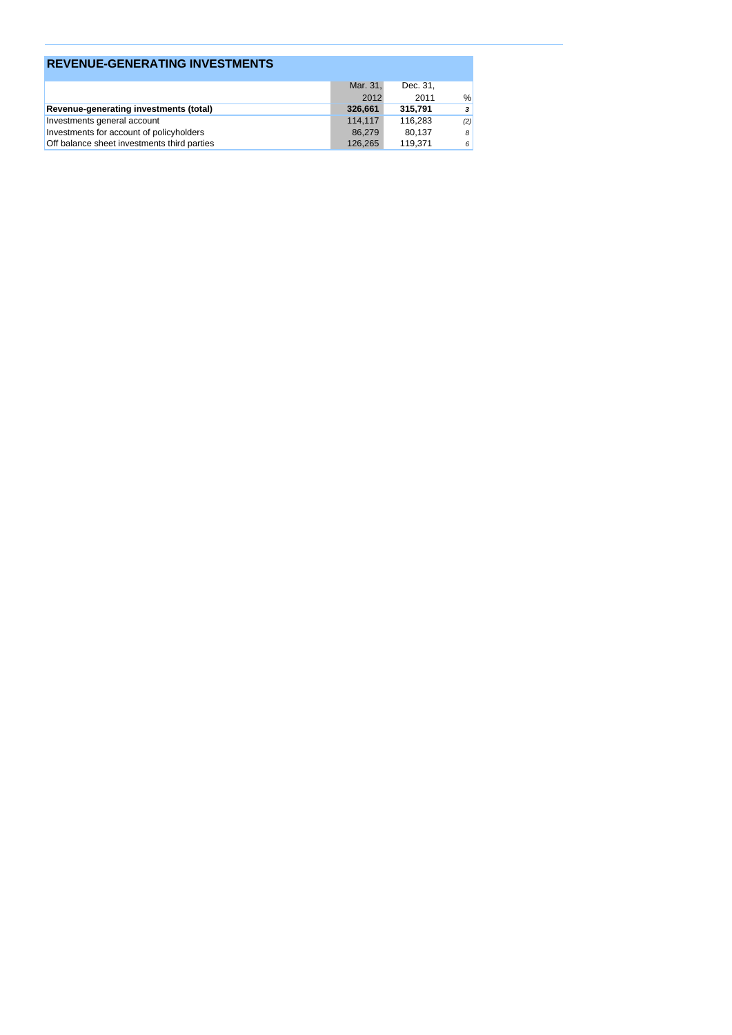## REVENUE-GENERATING INVESTMENTS

| | Mar. 31, 2012 | Dec. 31, 2011 | % |
|---|---|---|---|
| **Revenue-generating investments (total)** | **326,661** | **315,791** | ***3*** |
| Investments general account | 114,117 | 116,283 | *(2)* |
| Investments for account of policyholders | 86,279 | 80,137 | *8* |
| Off balance sheet investments third parties | 126,265 | 119,371 | *6* |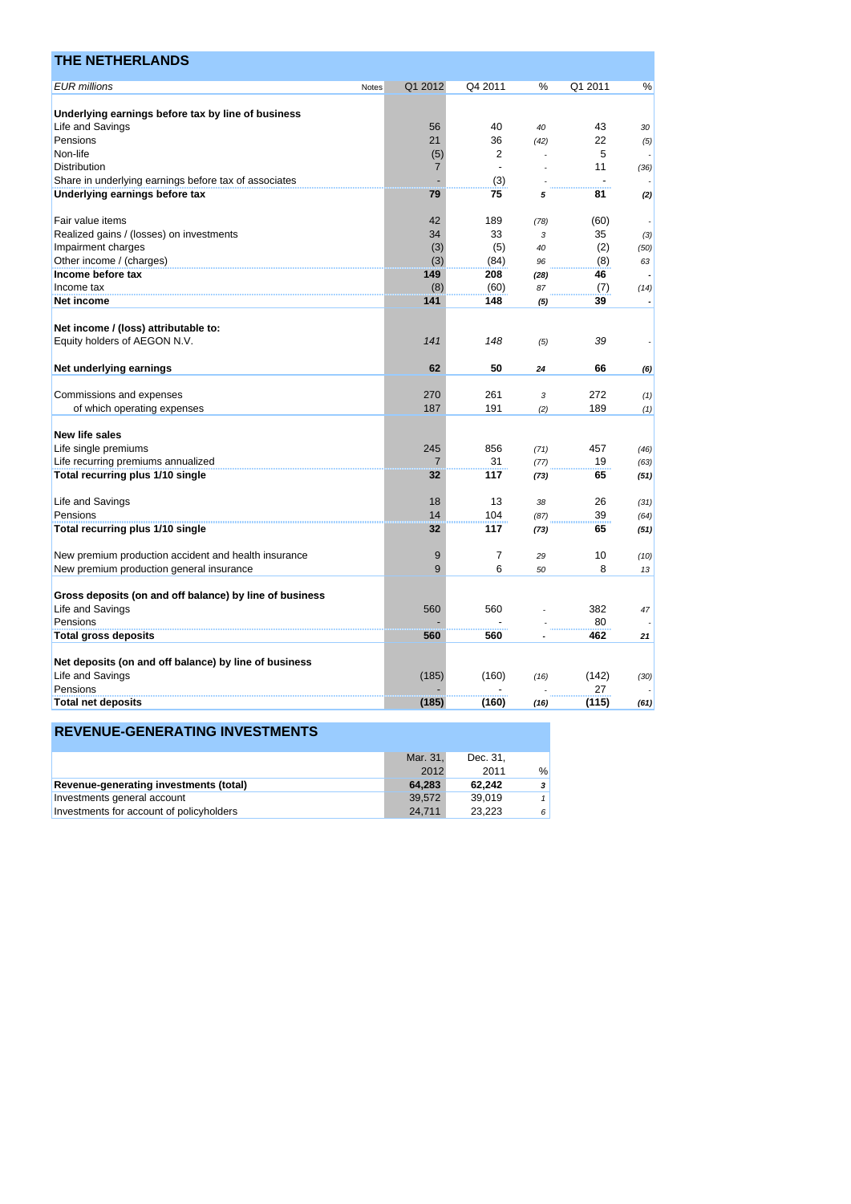## THE NETHERLANDS

| EUR millions | Notes | Q1 2012 | Q4 2011 | % | Q1 2011 | % |
|---|---|---|---|---|---|---|
| **Underlying earnings before tax by line of business** | | | | | | |
| Life and Savings | | 56 | 40 | 40 | 43 | 30 |
| Pensions | | 21 | 36 | (42) | 22 | (5) |
| Non-life | | (5) | 2 | - | 5 | - |
| Distribution | | 7 | - | - | 11 | (36) |
| Share in underlying earnings before tax of associates | | - | (3) | - | - | - |
| **Underlying earnings before tax** | | **79** | **75** | **5** | **81** | **(2)** |
| | | | | | | |
| Fair value items | | 42 | 189 | (78) | (60) | - |
| Realized gains / (losses) on investments | | 34 | 33 | 3 | 35 | (3) |
| Impairment charges | | (3) | (5) | 40 | (2) | (50) |
| Other income / (charges) | | (3) | (84) | 96 | (8) | 63 |
| **Income before tax** | | **149** | **208** | **(28)** | **46** | **-** |
| Income tax | | (8) | (60) | 87 | (7) | (14) |
| **Net income** | | **141** | **148** | **(5)** | **39** | **-** |
| | | | | | | |
| **Net income / (loss) attributable to:** | | | | | | |
| Equity holders of AEGON N.V. | | *141* | *148* | (5) | *39* | - |
| | | | | | | |
| **Net underlying earnings** | | **62** | **50** | **24** | **66** | **(6)** |
| | | | | | | |
| Commissions and expenses | | 270 | 261 | 3 | 272 | (1) |
| of which operating expenses | | 187 | 191 | (2) | 189 | (1) |
| | | | | | | |
| **New life sales** | | | | | | |
| Life single premiums | | 245 | 856 | (71) | 457 | (46) |
| Life recurring premiums annualized | | 7 | 31 | (77) | 19 | (63) |
| **Total recurring plus 1/10 single** | | **32** | **117** | **(73)** | **65** | **(51)** |
| | | | | | | |
| Life and Savings | | 18 | 13 | 38 | 26 | (31) |
| Pensions | | 14 | 104 | (87) | 39 | (64) |
| **Total recurring plus 1/10 single** | | **32** | **117** | **(73)** | **65** | **(51)** |
| | | | | | | |
| New premium production accident and health insurance | | 9 | 7 | 29 | 10 | (10) |
| New premium production general insurance | | 9 | 6 | 50 | 8 | 13 |
| | | | | | | |
| **Gross deposits (on and off balance) by line of business** | | | | | | |
| Life and Savings | | 560 | 560 | - | 382 | 47 |
| Pensions | | - | - | - | 80 | - |
| **Total gross deposits** | | **560** | **560** | **-** | **462** | **21** |
| | | | | | | |
| **Net deposits (on and off balance) by line of business** | | | | | | |
| Life and Savings | | (185) | (160) | (16) | (142) | (30) |
| Pensions | | - | - | - | 27 | - |
| **Total net deposits** | | **(185)** | **(160)** | **(16)** | **(115)** | **(61)** |

## REVENUE-GENERATING INVESTMENTS

| | Mar. 31, 2012 | Dec. 31, 2011 | % |
|---|---|---|---|
| **Revenue-generating investments (total)** | **64,283** | **62,242** | **3** |
| Investments general account | 39,572 | 39,019 | 1 |
| Investments for account of policyholders | 24,711 | 23,223 | 6 |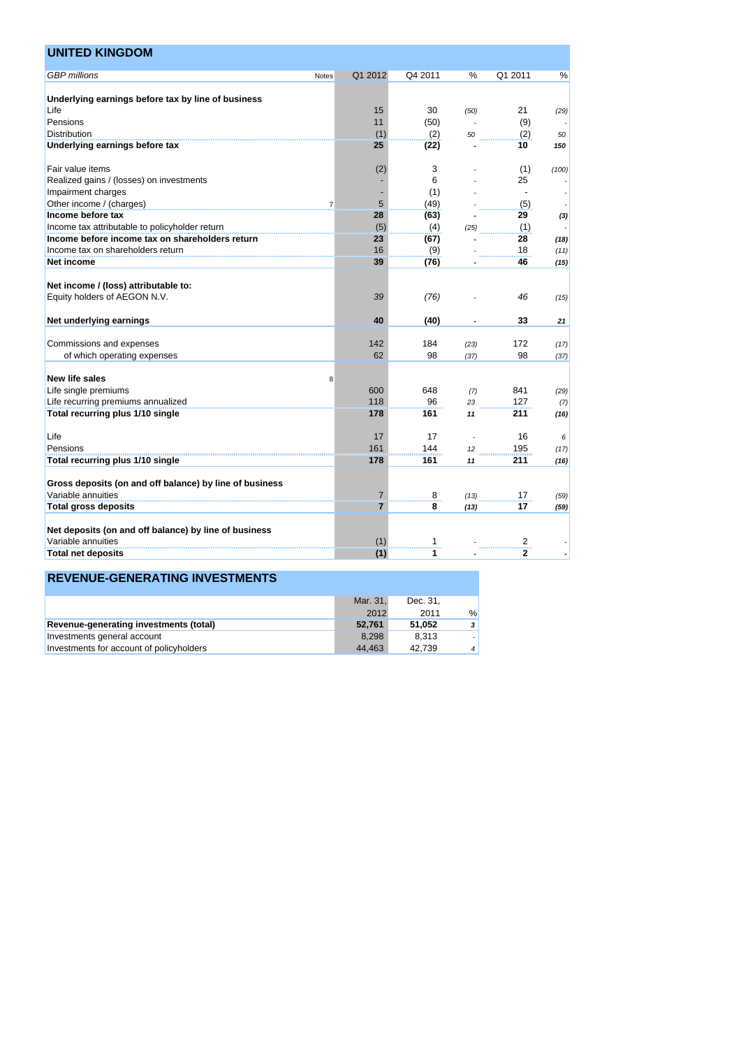## UNITED KINGDOM

| *GBP millions* | Notes | Q1 2012 | Q4 2011 | % | Q1 2011 | % |
|---|---|---|---|---|---|---|
| **Underlying earnings before tax by line of business** | | | | | | |
| Life | | 15 | 30 | *(50)* | 21 | *(29)* |
| Pensions | | 11 | (50) | *-* | (9) | *-* |
| Distribution | | (1) | (2) | *50* | (2) | *50* |
| **Underlying earnings before tax** | | **25** | **(22)** | ***-*** | **10** | ***150*** |
| | | | | | | |
| Fair value items | | (2) | 3 | *-* | (1) | *(100)* |
| Realized gains / (losses) on investments | | - | 6 | *-* | 25 | *-* |
| Impairment charges | | - | (1) | *-* | - | *-* |
| Other income / (charges) | 7 | 5 | (49) | *-* | (5) | *-* |
| **Income before tax** | | **28** | **(63)** | ***-*** | **29** | ***(3)*** |
| Income tax attributable to policyholder return | | (5) | (4) | *(25)* | (1) | *-* |
| **Income before income tax on shareholders return** | | **23** | **(67)** | ***-*** | **28** | ***(18)*** |
| Income tax on shareholders return | | 16 | (9) | *-* | 18 | *(11)* |
| **Net income** | | **39** | **(76)** | ***-*** | **46** | ***(15)*** |
| | | | | | | |
| **Net income / (loss) attributable to:** | | | | | | |
| Equity holders of AEGON N.V. | | *39* | *(76)* | *-* | *46* | *(15)* |
| | | | | | | |
| **Net underlying earnings** | | **40** | **(40)** | ***-*** | **33** | ***21*** |
| | | | | | | |
| Commissions and expenses | | 142 | 184 | *(23)* | 172 | *(17)* |
| of which operating expenses | | 62 | 98 | *(37)* | 98 | *(37)* |
| | | | | | | |
| **New life sales** | 8 | | | | | |
| Life single premiums | | 600 | 648 | *(7)* | 841 | *(29)* |
| Life recurring premiums annualized | | 118 | 96 | *23* | 127 | *(7)* |
| **Total recurring plus 1/10 single** | | **178** | **161** | ***11*** | **211** | ***(16)*** |
| | | | | | | |
| Life | | 17 | 17 | *-* | 16 | *6* |
| Pensions | | 161 | 144 | *12* | 195 | *(17)* |
| **Total recurring plus 1/10 single** | | **178** | **161** | ***11*** | **211** | ***(16)*** |
| | | | | | | |
| **Gross deposits (on and off balance) by line of business** | | | | | | |
| Variable annuities | | 7 | 8 | *(13)* | 17 | *(59)* |
| **Total gross deposits** | | **7** | **8** | ***(13)*** | **17** | ***(59)*** |
| | | | | | | |
| **Net deposits (on and off balance) by line of business** | | | | | | |
| Variable annuities | | (1) | 1 | *-* | 2 | *-* |
| **Total net deposits** | | **(1)** | **1** | ***-*** | **2** | ***-*** |

## REVENUE-GENERATING INVESTMENTS

| | Mar. 31, 2012 | Dec. 31, 2011 | % |
|---|---|---|---|
| **Revenue-generating investments (total)** | **52,761** | **51,052** | ***3*** |
| Investments general account | 8,298 | 8,313 | *-* |
| Investments for account of policyholders | 44,463 | 42,739 | *4* |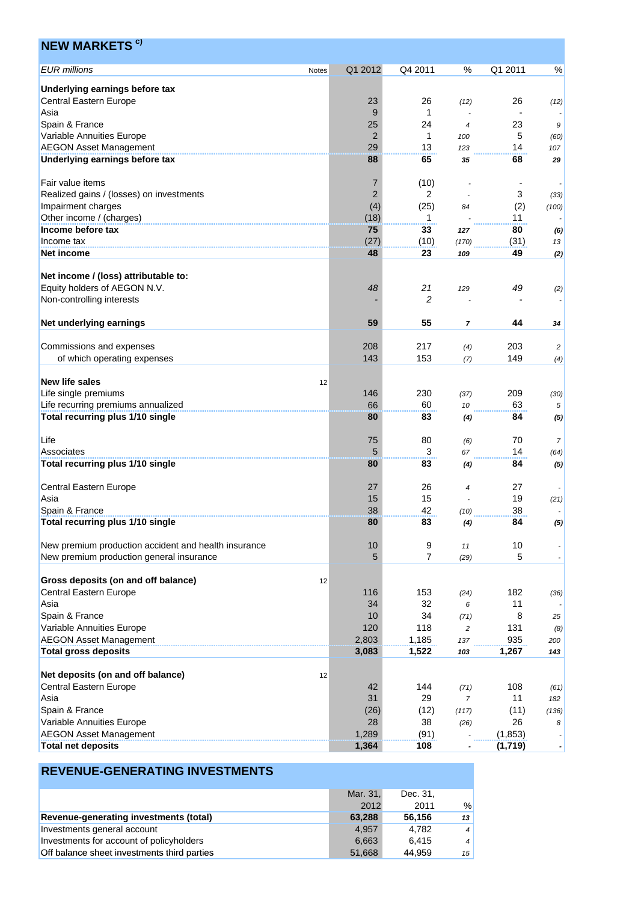## NEW MARKETS [c)]

| EUR millions | Notes | Q1 2012 | Q4 2011 | % | Q1 2011 | % |
|---|---|---|---|---|---|---|
| **Underlying earnings before tax** | | | | | | |
| Central Eastern Europe | | 23 | 26 | (12) | 26 | (12) |
| Asia | | 9 | 1 | - | - | - |
| Spain & France | | 25 | 24 | 4 | 23 | 9 |
| Variable Annuities Europe | | 2 | 1 | 100 | 5 | (60) |
| AEGON Asset Management | | 29 | 13 | 123 | 14 | 107 |
| **Underlying earnings before tax** | | **88** | **65** | **35** | **68** | **29** |
| | | | | | | |
| Fair value items | | 7 | (10) | - | - | - |
| Realized gains / (losses) on investments | | 2 | 2 | - | 3 | (33) |
| Impairment charges | | (4) | (25) | 84 | (2) | (100) |
| Other income / (charges) | | (18) | 1 | - | 11 | - |
| **Income before tax** | | **75** | **33** | **127** | **80** | **(6)** |
| Income tax | | (27) | (10) | (170) | (31) | 13 |
| **Net income** | | **48** | **23** | **109** | **49** | **(2)** |
| | | | | | | |
| **Net income / (loss) attributable to:** | | | | | | |
| Equity holders of AEGON N.V. | | *48* | *21* | 129 | *49* | (2) |
| Non-controlling interests | | - | *2* | - | - | - |
| | | | | | | |
| **Net underlying earnings** | | **59** | **55** | **7** | **44** | **34** |
| | | | | | | |
| Commissions and expenses | | 208 | 217 | (4) | 203 | 2 |
| of which operating expenses | | 143 | 153 | (7) | 149 | (4) |
| | | | | | | |
| **New life sales** | 12 | | | | | |
| Life single premiums | | 146 | 230 | (37) | 209 | (30) |
| Life recurring premiums annualized | | 66 | 60 | 10 | 63 | 5 |
| **Total recurring plus 1/10 single** | | **80** | **83** | **(4)** | **84** | **(5)** |
| | | | | | | |
| Life | | 75 | 80 | (6) | 70 | 7 |
| Associates | | 5 | 3 | 67 | 14 | (64) |
| **Total recurring plus 1/10 single** | | **80** | **83** | **(4)** | **84** | **(5)** |
| | | | | | | |
| Central Eastern Europe | | 27 | 26 | 4 | 27 | - |
| Asia | | 15 | 15 | - | 19 | (21) |
| Spain & France | | 38 | 42 | (10) | 38 | - |
| **Total recurring plus 1/10 single** | | **80** | **83** | **(4)** | **84** | **(5)** |
| | | | | | | |
| New premium production accident and health insurance | | 10 | 9 | 11 | 10 | - |
| New premium production general insurance | | 5 | 7 | (29) | 5 | - |
| | | | | | | |
| **Gross deposits (on and off balance)** | 12 | | | | | |
| Central Eastern Europe | | 116 | 153 | (24) | 182 | (36) |
| Asia | | 34 | 32 | 6 | 11 | - |
| Spain & France | | 10 | 34 | (71) | 8 | 25 |
| Variable Annuities Europe | | 120 | 118 | 2 | 131 | (8) |
| AEGON Asset Management | | 2,803 | 1,185 | 137 | 935 | 200 |
| **Total gross deposits** | | **3,083** | **1,522** | **103** | **1,267** | **143** |
| | | | | | | |
| **Net deposits (on and off balance)** | 12 | | | | | |
| Central Eastern Europe | | 42 | 144 | (71) | 108 | (61) |
| Asia | | 31 | 29 | 7 | 11 | 182 |
| Spain & France | | (26) | (12) | (117) | (11) | (136) |
| Variable Annuities Europe | | 28 | 38 | (26) | 26 | 8 |
| AEGON Asset Management | | 1,289 | (91) | - | (1,853) | - |
| **Total net deposits** | | **1,364** | **108** | **-** | **(1,719)** | **-** |

## REVENUE-GENERATING INVESTMENTS

| | Mar. 31, 2012 | Dec. 31, 2011 | % |
|---|---|---|---|
| **Revenue-generating investments (total)** | **63,288** | **56,156** | **13** |
| Investments general account | 4,957 | 4,782 | 4 |
| Investments for account of policyholders | 6,663 | 6,415 | 4 |
| Off balance sheet investments third parties | 51,668 | 44,959 | 15 |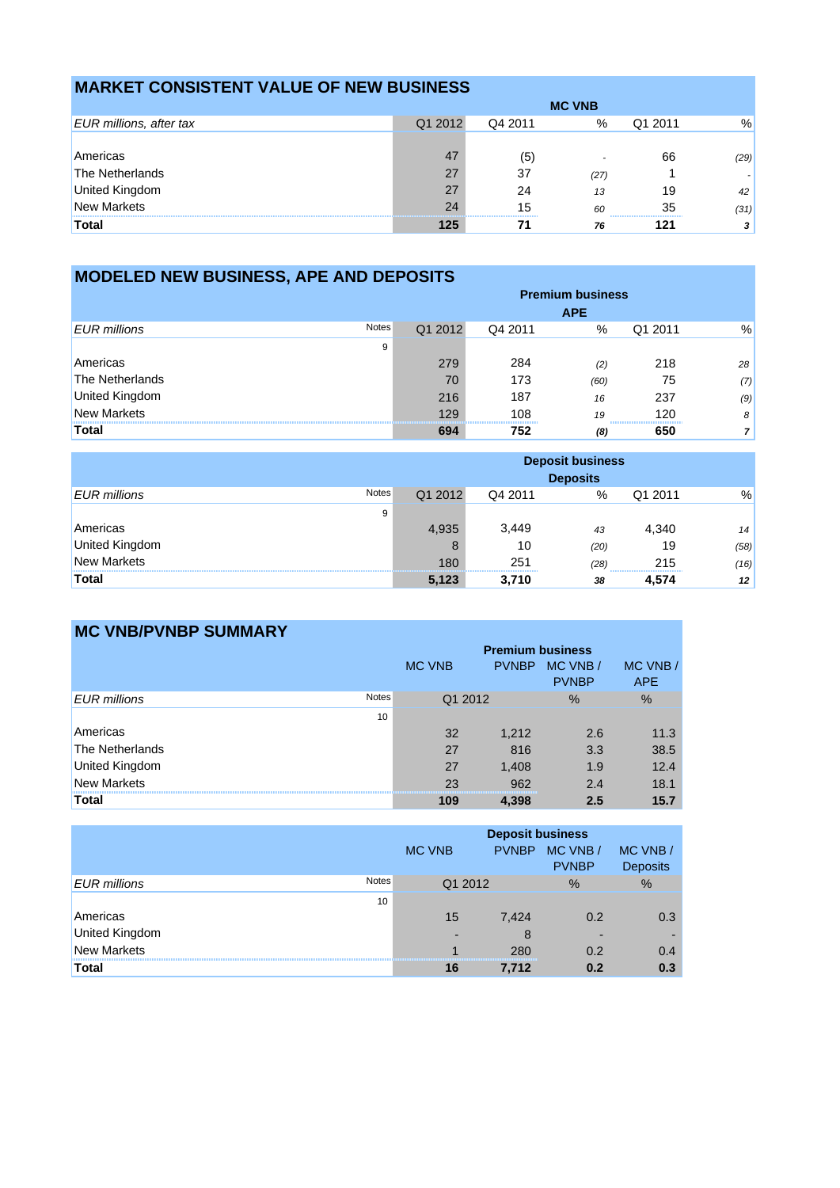## MARKET CONSISTENT VALUE OF NEW BUSINESS

| | MC VNB | | | | |
|---|---|---|---|---|---|
| *EUR millions, after tax* | Q1 2012 | Q4 2011 | % | Q1 2011 | % |
| Americas | 47 | (5) | - | 66 | (29) |
| The Netherlands | 27 | 37 | (27) | 1 | - |
| United Kingdom | 27 | 24 | 13 | 19 | 42 |
| New Markets | 24 | 15 | 60 | 35 | (31) |
| **Total** | **125** | **71** | **76** | **121** | **3** |

## MODELED NEW BUSINESS, APE AND DEPOSITS

| | | Premium business APE | | | | |
|---|---|---|---|---|---|---|
| *EUR millions* | Notes | Q1 2012 | Q4 2011 | % | Q1 2011 | % |
| | 9 | | | | | |
| Americas | | 279 | 284 | (2) | 218 | 28 |
| The Netherlands | | 70 | 173 | (60) | 75 | (7) |
| United Kingdom | | 216 | 187 | 16 | 237 | (9) |
| New Markets | | 129 | 108 | 19 | 120 | 8 |
| **Total** | | **694** | **752** | **(8)** | **650** | **7** |

| | | Deposit business Deposits | | | | |
|---|---|---|---|---|---|---|
| *EUR millions* | Notes | Q1 2012 | Q4 2011 | % | Q1 2011 | % |
| | 9 | | | | | |
| Americas | | 4,935 | 3,449 | 43 | 4,340 | 14 |
| United Kingdom | | 8 | 10 | (20) | 19 | (58) |
| New Markets | | 180 | 251 | (28) | 215 | (16) |
| **Total** | | **5,123** | **3,710** | **38** | **4,574** | **12** |

## MC VNB/PVNBP SUMMARY

| | | Premium business | | | |
|---|---|---|---|---|---|
| | | MC VNB | PVNBP | MC VNB / PVNBP | MC VNB / APE |
| *EUR millions* | Notes | Q1 2012 | | % | % |
| | 10 | | | | |
| Americas | | 32 | 1,212 | 2.6 | 11.3 |
| The Netherlands | | 27 | 816 | 3.3 | 38.5 |
| United Kingdom | | 27 | 1,408 | 1.9 | 12.4 |
| New Markets | | 23 | 962 | 2.4 | 18.1 |
| **Total** | | **109** | **4,398** | **2.5** | **15.7** |

| | | Deposit business | | | |
|---|---|---|---|---|---|
| | | MC VNB | PVNBP | MC VNB / PVNBP | MC VNB / Deposits |
| *EUR millions* | Notes | Q1 2012 | | % | % |
| | 10 | | | | |
| Americas | | 15 | 7,424 | 0.2 | 0.3 |
| United Kingdom | | - | 8 | - | - |
| New Markets | | 1 | 280 | 0.2 | 0.4 |
| **Total** | | **16** | **7,712** | **0.2** | **0.3** |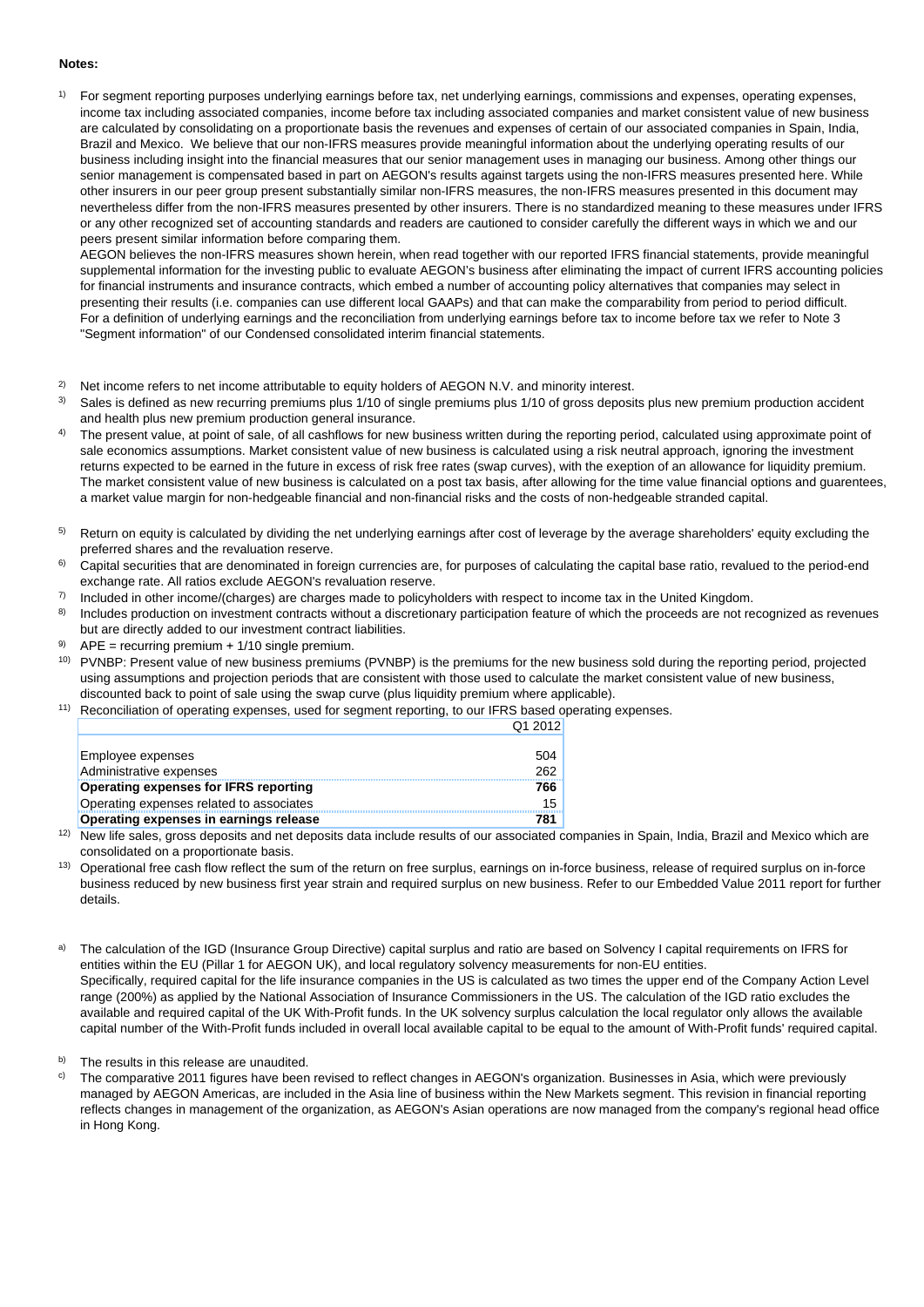**Notes:**

1) For segment reporting purposes underlying earnings before tax, net underlying earnings, commissions and expenses, operating expenses, income tax including associated companies, income before tax including associated companies and market consistent value of new business are calculated by consolidating on a proportionate basis the revenues and expenses of certain of our associated companies in Spain, India, Brazil and Mexico. We believe that our non-IFRS measures provide meaningful information about the underlying operating results of our business including insight into the financial measures that our senior management uses in managing our business. Among other things our senior management is compensated based in part on AEGON's results against targets using the non-IFRS measures presented here. While other insurers in our peer group present substantially similar non-IFRS measures, the non-IFRS measures presented in this document may nevertheless differ from the non-IFRS measures presented by other insurers. There is no standardized meaning to these measures under IFRS or any other recognized set of accounting standards and readers are cautioned to consider carefully the different ways in which we and our peers present similar information before comparing them.
AEGON believes the non-IFRS measures shown herein, when read together with our reported IFRS financial statements, provide meaningful supplemental information for the investing public to evaluate AEGON's business after eliminating the impact of current IFRS accounting policies for financial instruments and insurance contracts, which embed a number of accounting policy alternatives that companies may select in presenting their results (i.e. companies can use different local GAAPs) and that can make the comparability from period to period difficult.
For a definition of underlying earnings and the reconciliation from underlying earnings before tax to income before tax we refer to Note 3 "Segment information" of our Condensed consolidated interim financial statements.

2) Net income refers to net income attributable to equity holders of AEGON N.V. and minority interest.

3) Sales is defined as new recurring premiums plus 1/10 of single premiums plus 1/10 of gross deposits plus new premium production accident and health plus new premium production general insurance.

4) The present value, at point of sale, of all cashflows for new business written during the reporting period, calculated using approximate point of sale economics assumptions. Market consistent value of new business is calculated using a risk neutral approach, ignoring the investment returns expected to be earned in the future in excess of risk free rates (swap curves), with the exeption of an allowance for liquidity premium. The market consistent value of new business is calculated on a post tax basis, after allowing for the time value financial options and guarentees, a market value margin for non-hedgeable financial and non-financial risks and the costs of non-hedgeable stranded capital.

5) Return on equity is calculated by dividing the net underlying earnings after cost of leverage by the average shareholders' equity excluding the preferred shares and the revaluation reserve.

6) Capital securities that are denominated in foreign currencies are, for purposes of calculating the capital base ratio, revalued to the period-end exchange rate. All ratios exclude AEGON's revaluation reserve.

7) Included in other income/(charges) are charges made to policyholders with respect to income tax in the United Kingdom.

8) Includes production on investment contracts without a discretionary participation feature of which the proceeds are not recognized as revenues but are directly added to our investment contract liabilities.

9) APE = recurring premium + 1/10 single premium.

10) PVNBP: Present value of new business premiums (PVNBP) is the premiums for the new business sold during the reporting period, projected using assumptions and projection periods that are consistent with those used to calculate the market consistent value of new business, discounted back to point of sale using the swap curve (plus liquidity premium where applicable).

11) Reconciliation of operating expenses, used for segment reporting, to our IFRS based operating expenses.

| | Q1 2012 |
|---|---|
| Employee expenses | 504 |
| Administrative expenses | 262 |
| **Operating expenses for IFRS reporting** | **766** |
| Operating expenses related to associates | 15 |
| **Operating expenses in earnings release** | **781** |

12) New life sales, gross deposits and net deposits data include results of our associated companies in Spain, India, Brazil and Mexico which are consolidated on a proportionate basis.

13) Operational free cash flow reflect the sum of the return on free surplus, earnings on in-force business, release of required surplus on in-force business reduced by new business first year strain and required surplus on new business. Refer to our Embedded Value 2011 report for further details.

a) The calculation of the IGD (Insurance Group Directive) capital surplus and ratio are based on Solvency I capital requirements on IFRS for entities within the EU (Pillar 1 for AEGON UK), and local regulatory solvency measurements for non-EU entities.
Specifically, required capital for the life insurance companies in the US is calculated as two times the upper end of the Company Action Level range (200%) as applied by the National Association of Insurance Commissioners in the US. The calculation of the IGD ratio excludes the available and required capital of the UK With-Profit funds. In the UK solvency surplus calculation the local regulator only allows the available capital number of the With-Profit funds included in overall local available capital to be equal to the amount of With-Profit funds' required capital.

b) The results in this release are unaudited.

c) The comparative 2011 figures have been revised to reflect changes in AEGON's organization. Businesses in Asia, which were previously managed by AEGON Americas, are included in the Asia line of business within the New Markets segment. This revision in financial reporting reflects changes in management of the organization, as AEGON's Asian operations are now managed from the company's regional head office in Hong Kong.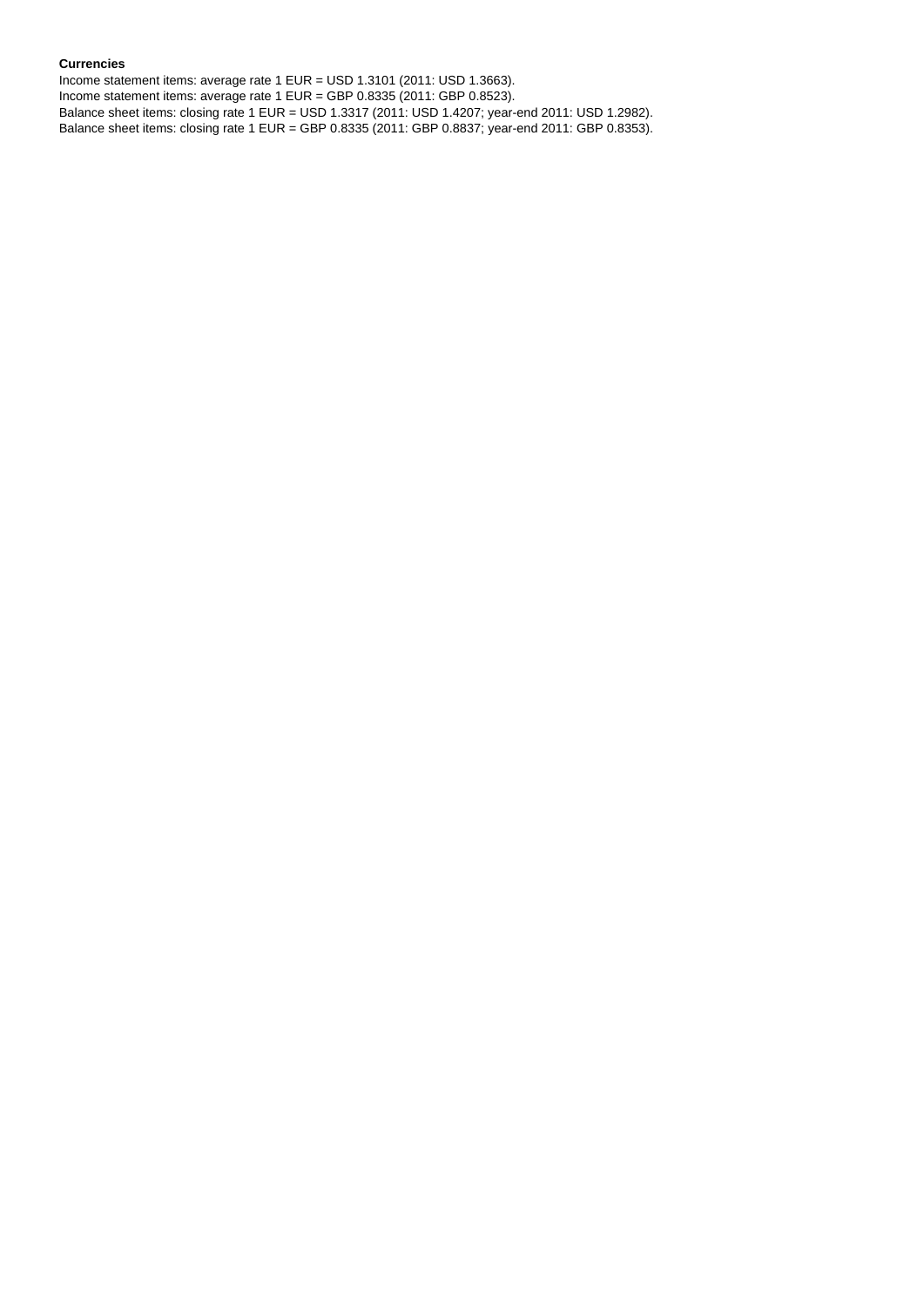**Currencies**

Income statement items: average rate 1 EUR = USD 1.3101 (2011: USD 1.3663).
Income statement items: average rate 1 EUR = GBP 0.8335 (2011: GBP 0.8523).
Balance sheet items: closing rate 1 EUR = USD 1.3317 (2011: USD 1.4207; year-end 2011: USD 1.2982).
Balance sheet items: closing rate 1 EUR = GBP 0.8335 (2011: GBP 0.8837; year-end 2011: GBP 0.8353).